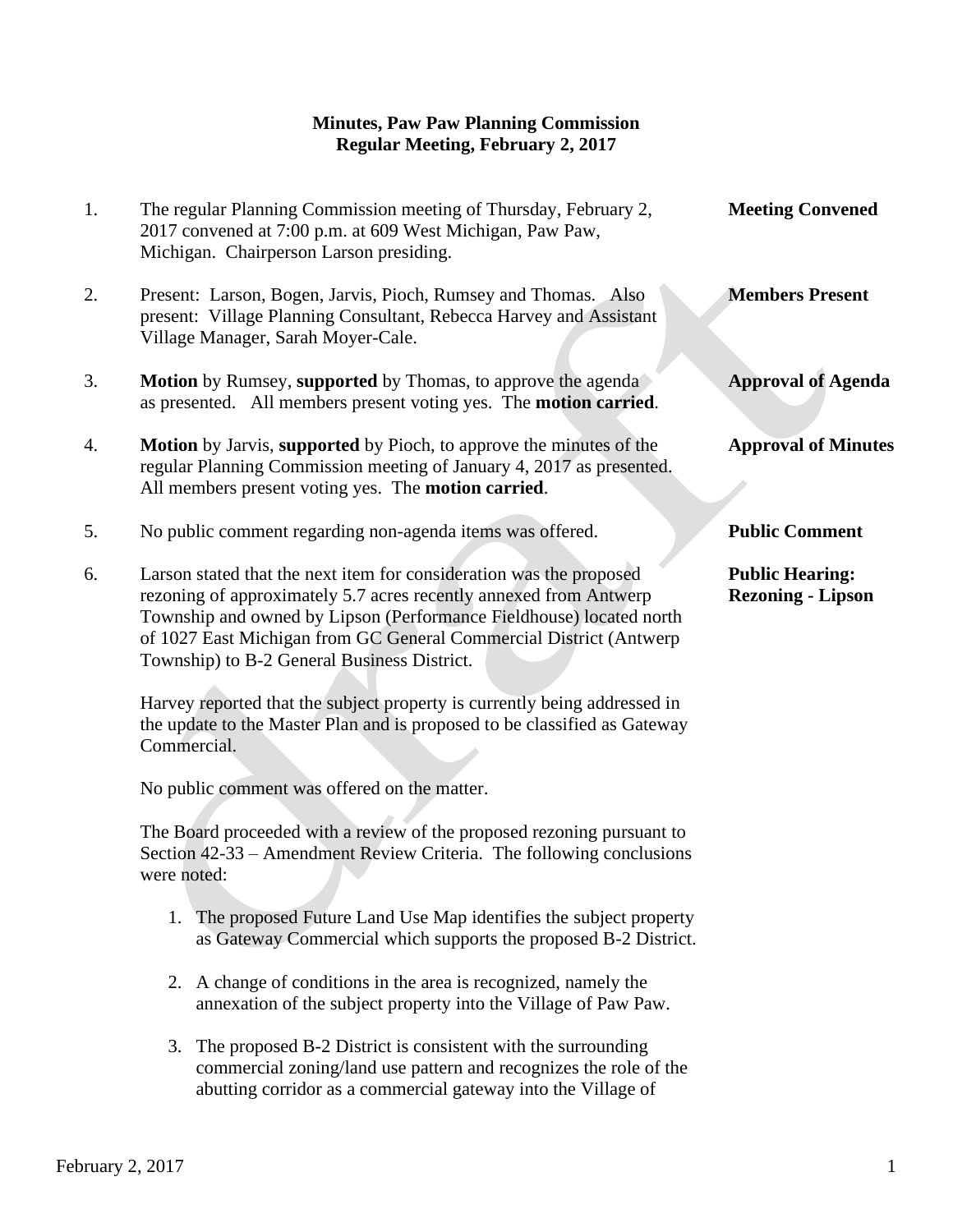**Minutes, Paw Paw Planning Commission**
**Regular Meeting, February 2, 2017**

1. The regular Planning Commission meeting of Thursday, February 2, 2017 convened at 7:00 p.m. at 609 West Michigan, Paw Paw, Michigan. Chairperson Larson presiding. **Meeting Convened**

2. Present: Larson, Bogen, Jarvis, Pioch, Rumsey and Thomas. Also present: Village Planning Consultant, Rebecca Harvey and Assistant Village Manager, Sarah Moyer-Cale. **Members Present**

3. **Motion** by Rumsey, **supported** by Thomas, to approve the agenda as presented. All members present voting yes. The **motion carried**. **Approval of Agenda**

4. **Motion** by Jarvis, **supported** by Pioch, to approve the minutes of the regular Planning Commission meeting of January 4, 2017 as presented. All members present voting yes. The **motion carried**. **Approval of Minutes**

5. No public comment regarding non-agenda items was offered. **Public Comment**

6. Larson stated that the next item for consideration was the proposed rezoning of approximately 5.7 acres recently annexed from Antwerp Township and owned by Lipson (Performance Fieldhouse) located north of 1027 East Michigan from GC General Commercial District (Antwerp Township) to B-2 General Business District. **Public Hearing: Rezoning - Lipson**

   Harvey reported that the subject property is currently being addressed in the update to the Master Plan and is proposed to be classified as Gateway Commercial.

   No public comment was offered on the matter.

   The Board proceeded with a review of the proposed rezoning pursuant to Section 42-33 – Amendment Review Criteria. The following conclusions were noted:

   1. The proposed Future Land Use Map identifies the subject property as Gateway Commercial which supports the proposed B-2 District.

   2. A change of conditions in the area is recognized, namely the annexation of the subject property into the Village of Paw Paw.

   3. The proposed B-2 District is consistent with the surrounding commercial zoning/land use pattern and recognizes the role of the abutting corridor as a commercial gateway into the Village of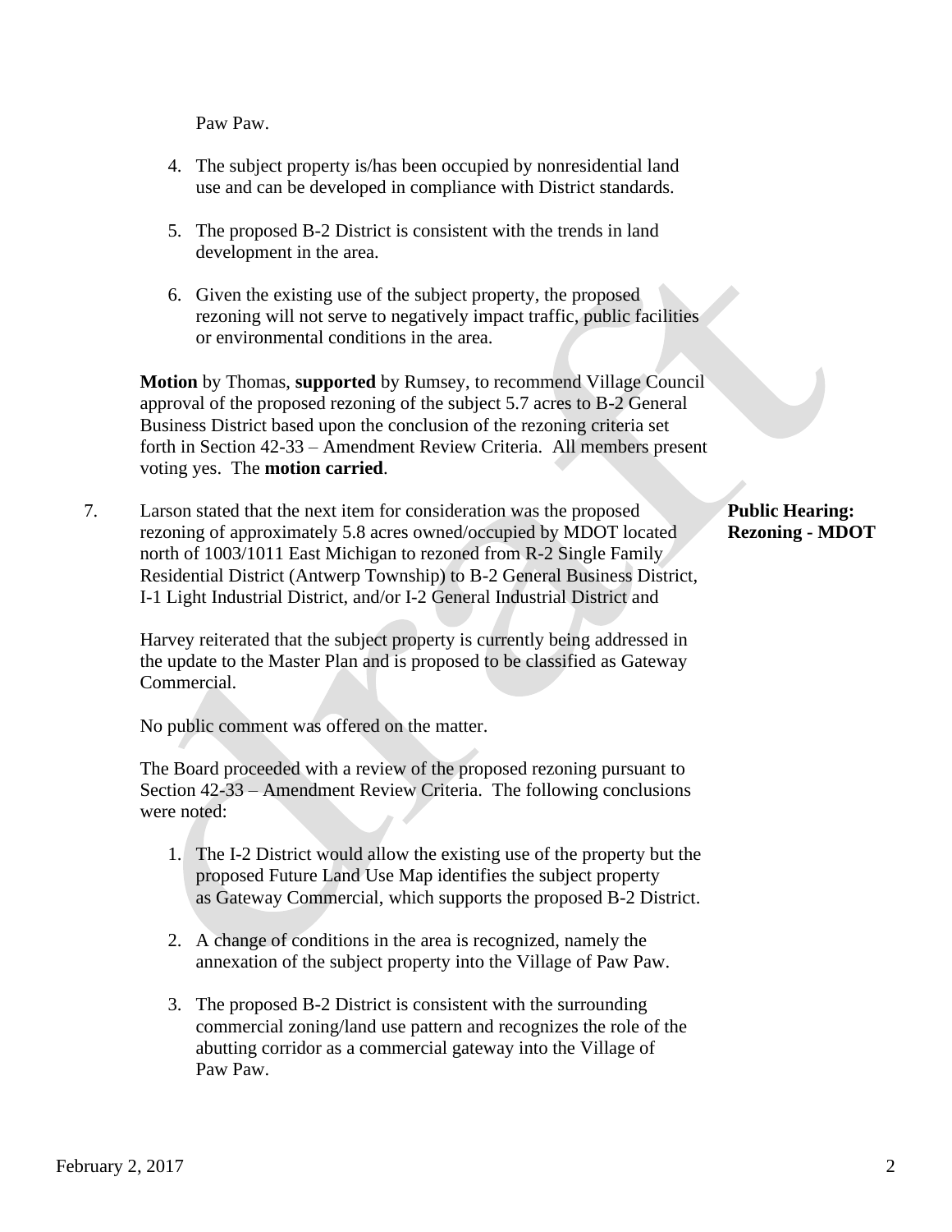Paw Paw.

4. The subject property is/has been occupied by nonresidential land use and can be developed in compliance with District standards.

5. The proposed B-2 District is consistent with the trends in land development in the area.

6. Given the existing use of the subject property, the proposed rezoning will not serve to negatively impact traffic, public facilities or environmental conditions in the area.

**Motion** by Thomas, **supported** by Rumsey, to recommend Village Council approval of the proposed rezoning of the subject 5.7 acres to B-2 General Business District based upon the conclusion of the rezoning criteria set forth in Section 42-33 – Amendment Review Criteria. All members present voting yes. The **motion carried**.

**Public Hearing: Rezoning - MDOT**

7. Larson stated that the next item for consideration was the proposed rezoning of approximately 5.8 acres owned/occupied by MDOT located north of 1003/1011 East Michigan to rezoned from R-2 Single Family Residential District (Antwerp Township) to B-2 General Business District, I-1 Light Industrial District, and/or I-2 General Industrial District and

   Harvey reiterated that the subject property is currently being addressed in the update to the Master Plan and is proposed to be classified as Gateway Commercial.

   No public comment was offered on the matter.

   The Board proceeded with a review of the proposed rezoning pursuant to Section 42-33 – Amendment Review Criteria. The following conclusions were noted:

   1. The I-2 District would allow the existing use of the property but the proposed Future Land Use Map identifies the subject property as Gateway Commercial, which supports the proposed B-2 District.

   2. A change of conditions in the area is recognized, namely the annexation of the subject property into the Village of Paw Paw.

   3. The proposed B-2 District is consistent with the surrounding commercial zoning/land use pattern and recognizes the role of the abutting corridor as a commercial gateway into the Village of Paw Paw.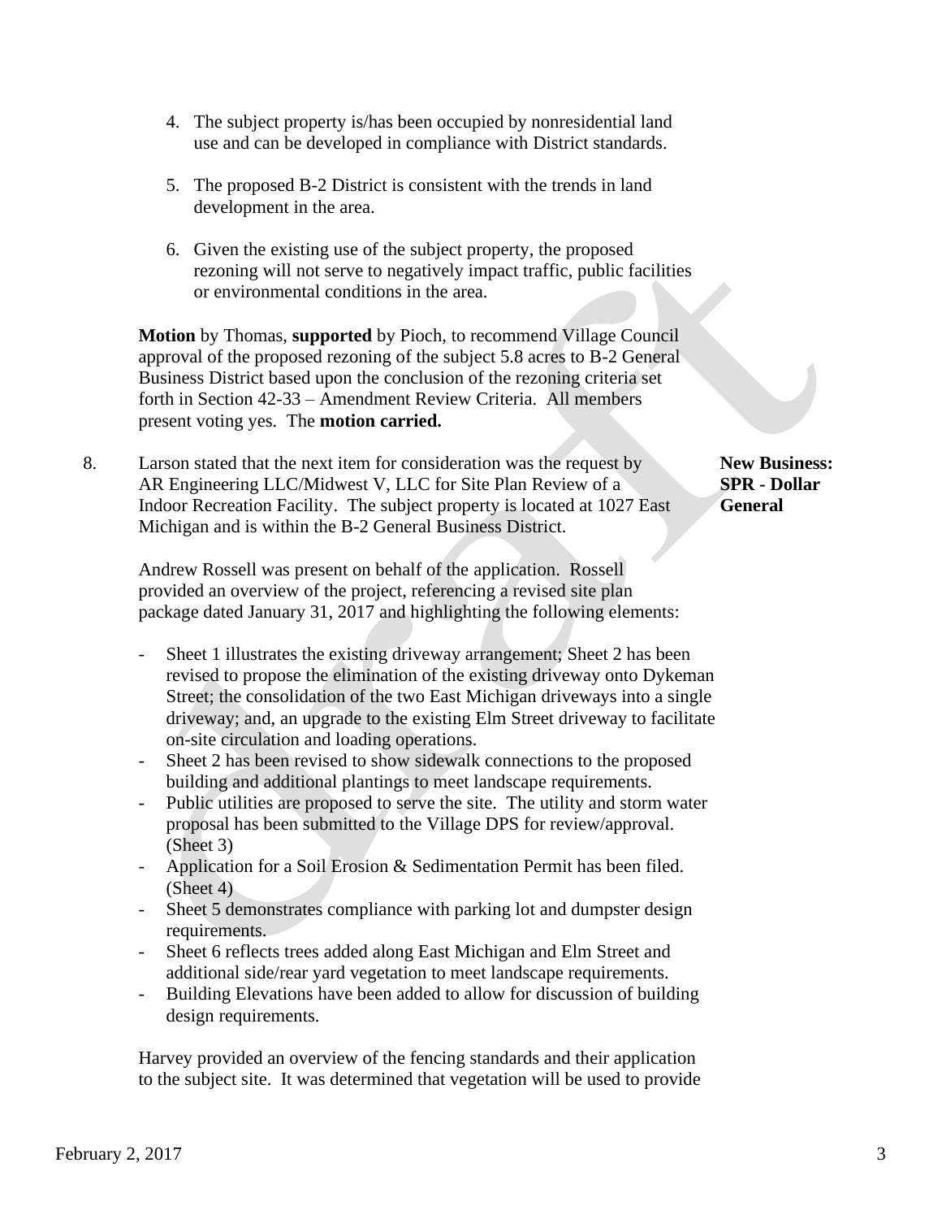4. The subject property is/has been occupied by nonresidential land use and can be developed in compliance with District standards.

5. The proposed B-2 District is consistent with the trends in land development in the area.

6. Given the existing use of the subject property, the proposed rezoning will not serve to negatively impact traffic, public facilities or environmental conditions in the area.

**Motion** by Thomas, **supported** by Pioch, to recommend Village Council approval of the proposed rezoning of the subject 5.8 acres to B-2 General Business District based upon the conclusion of the rezoning criteria set forth in Section 42-33 – Amendment Review Criteria. All members present voting yes. The **motion carried.**

**New Business: SPR - Dollar General**

8. Larson stated that the next item for consideration was the request by AR Engineering LLC/Midwest V, LLC for Site Plan Review of a Indoor Recreation Facility. The subject property is located at 1027 East Michigan and is within the B-2 General Business District.

Andrew Rossell was present on behalf of the application. Rossell provided an overview of the project, referencing a revised site plan package dated January 31, 2017 and highlighting the following elements:

- Sheet 1 illustrates the existing driveway arrangement; Sheet 2 has been revised to propose the elimination of the existing driveway onto Dykeman Street; the consolidation of the two East Michigan driveways into a single driveway; and, an upgrade to the existing Elm Street driveway to facilitate on-site circulation and loading operations.
- Sheet 2 has been revised to show sidewalk connections to the proposed building and additional plantings to meet landscape requirements.
- Public utilities are proposed to serve the site. The utility and storm water proposal has been submitted to the Village DPS for review/approval. (Sheet 3)
- Application for a Soil Erosion & Sedimentation Permit has been filed. (Sheet 4)
- Sheet 5 demonstrates compliance with parking lot and dumpster design requirements.
- Sheet 6 reflects trees added along East Michigan and Elm Street and additional side/rear yard vegetation to meet landscape requirements.
- Building Elevations have been added to allow for discussion of building design requirements.

Harvey provided an overview of the fencing standards and their application to the subject site. It was determined that vegetation will be used to provide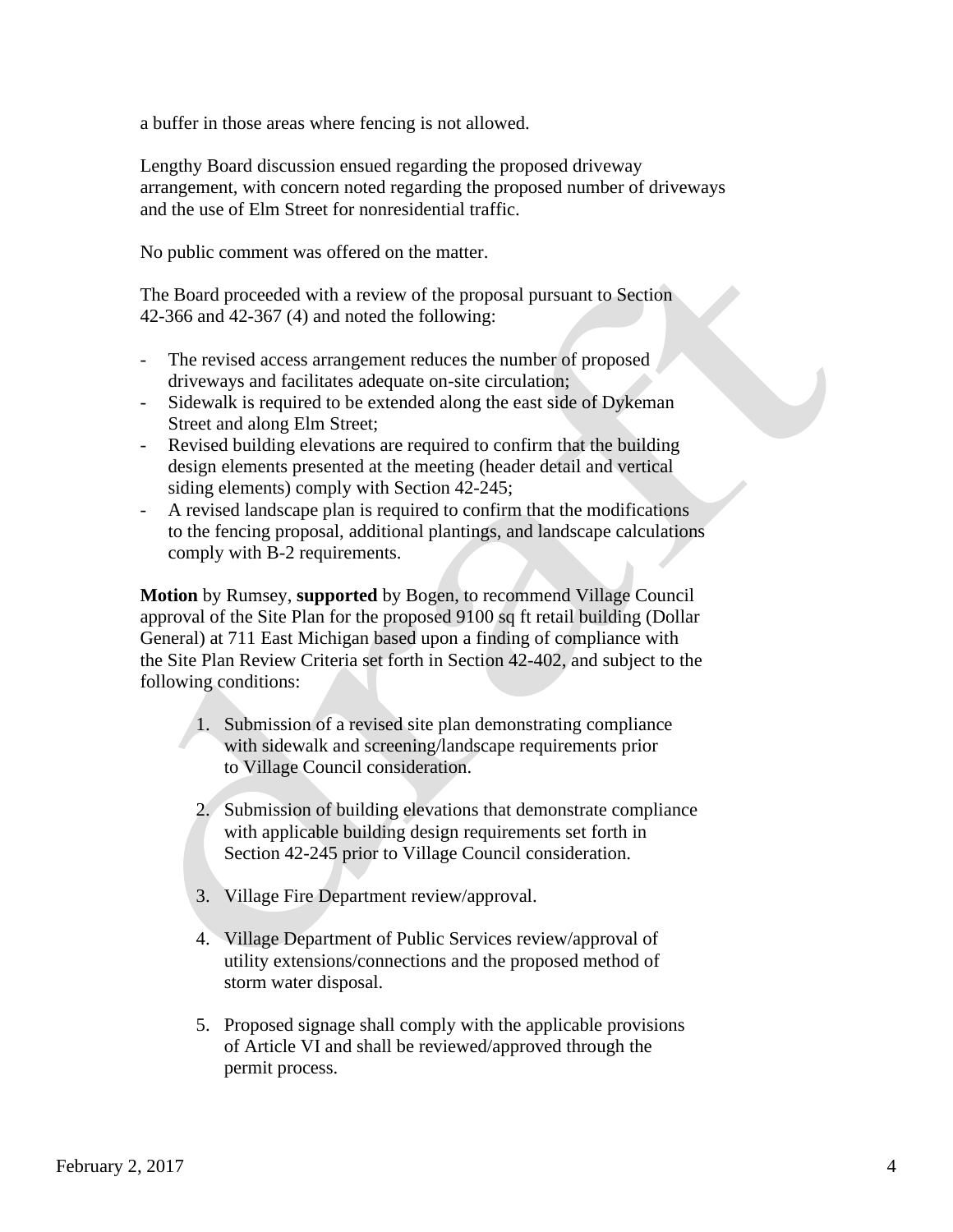a buffer in those areas where fencing is not allowed.

Lengthy Board discussion ensued regarding the proposed driveway arrangement, with concern noted regarding the proposed number of driveways and the use of Elm Street for nonresidential traffic.

No public comment was offered on the matter.

The Board proceeded with a review of the proposal pursuant to Section 42-366 and 42-367 (4) and noted the following:

- The revised access arrangement reduces the number of proposed driveways and facilitates adequate on-site circulation;
- Sidewalk is required to be extended along the east side of Dykeman Street and along Elm Street;
- Revised building elevations are required to confirm that the building design elements presented at the meeting (header detail and vertical siding elements) comply with Section 42-245;
- A revised landscape plan is required to confirm that the modifications to the fencing proposal, additional plantings, and landscape calculations comply with B-2 requirements.

**Motion** by Rumsey, **supported** by Bogen, to recommend Village Council approval of the Site Plan for the proposed 9100 sq ft retail building (Dollar General) at 711 East Michigan based upon a finding of compliance with the Site Plan Review Criteria set forth in Section 42-402, and subject to the following conditions:

1. Submission of a revised site plan demonstrating compliance with sidewalk and screening/landscape requirements prior to Village Council consideration.

2. Submission of building elevations that demonstrate compliance with applicable building design requirements set forth in Section 42-245 prior to Village Council consideration.

3. Village Fire Department review/approval.

4. Village Department of Public Services review/approval of utility extensions/connections and the proposed method of storm water disposal.

5. Proposed signage shall comply with the applicable provisions of Article VI and shall be reviewed/approved through the permit process.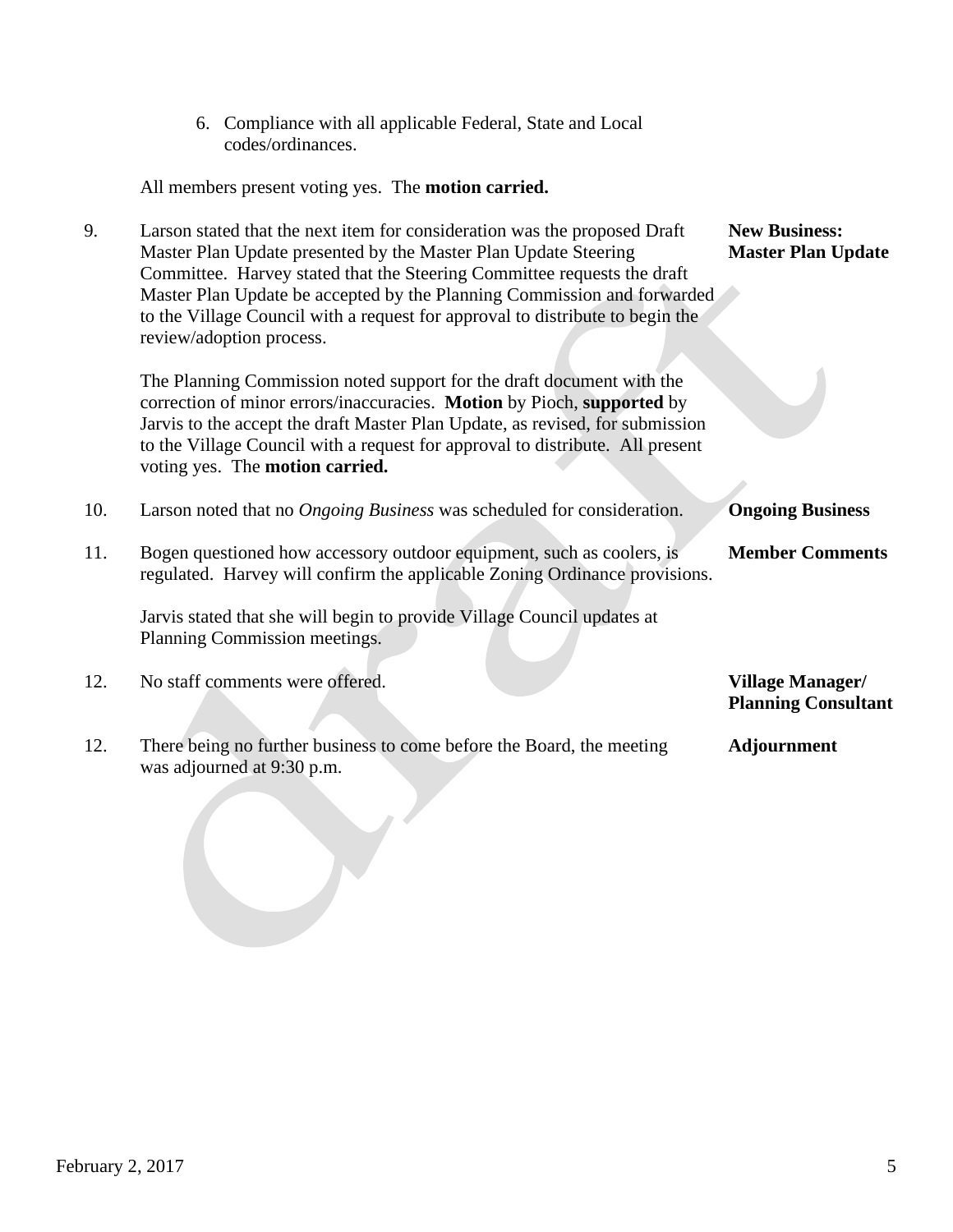6. Compliance with all applicable Federal, State and Local codes/ordinances.

All members present voting yes. The **motion carried.**

9. **New Business: Master Plan Update**

Larson stated that the next item for consideration was the proposed Draft Master Plan Update presented by the Master Plan Update Steering Committee. Harvey stated that the Steering Committee requests the draft Master Plan Update be accepted by the Planning Commission and forwarded to the Village Council with a request for approval to distribute to begin the review/adoption process.

The Planning Commission noted support for the draft document with the correction of minor errors/inaccuracies. **Motion** by Pioch, **supported** by Jarvis to the accept the draft Master Plan Update, as revised, for submission to the Village Council with a request for approval to distribute. All present voting yes. The **motion carried.**

10. **Ongoing Business**

Larson noted that no *Ongoing Business* was scheduled for consideration.

11. **Member Comments**

Bogen questioned how accessory outdoor equipment, such as coolers, is regulated. Harvey will confirm the applicable Zoning Ordinance provisions.

Jarvis stated that she will begin to provide Village Council updates at Planning Commission meetings.

12. **Village Manager/ Planning Consultant**

No staff comments were offered.

12. **Adjournment**

There being no further business to come before the Board, the meeting was adjourned at 9:30 p.m.